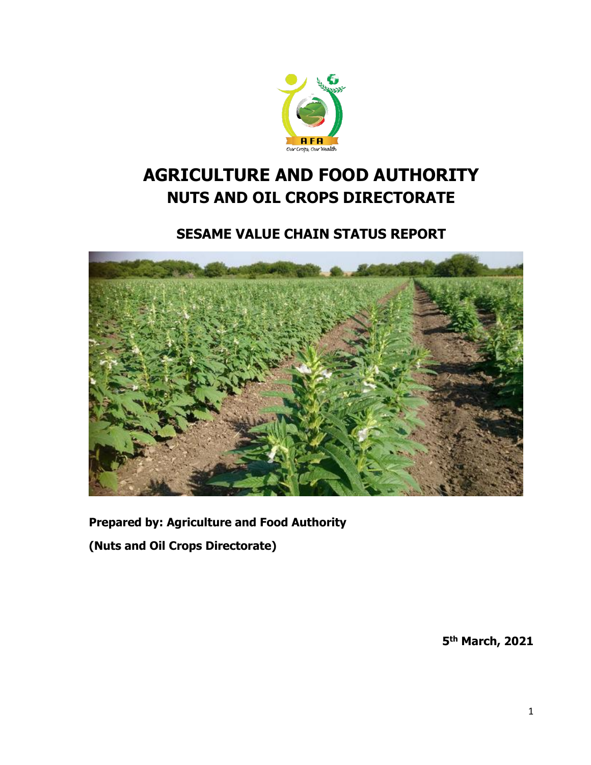# AGRICULTURE AND FOOD AUTHORITY

## NUTS AND OIL CROPS DIRECTORATE

### SESAME VALUE CHAIN STATUS REPORT

**Prepared by: Agriculture and Food Authority**

**(Nuts and Oil Crops Directorate)**

**5th March, 2021**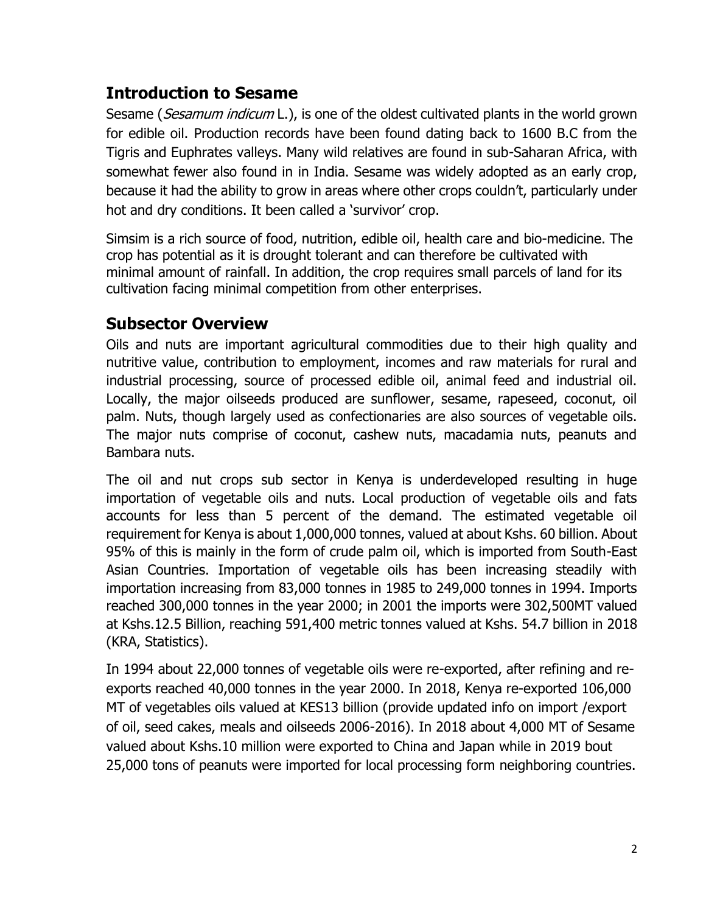## Introduction to Sesame

Sesame (*Sesamum indicum* L.), is one of the oldest cultivated plants in the world grown for edible oil. Production records have been found dating back to 1600 B.C from the Tigris and Euphrates valleys. Many wild relatives are found in sub-Saharan Africa, with somewhat fewer also found in in India. Sesame was widely adopted as an early crop, because it had the ability to grow in areas where other crops couldn't, particularly under hot and dry conditions. It been called a 'survivor' crop.

Simsim is a rich source of food, nutrition, edible oil, health care and bio-medicine. The crop has potential as it is drought tolerant and can therefore be cultivated with minimal amount of rainfall. In addition, the crop requires small parcels of land for its cultivation facing minimal competition from other enterprises.

## Subsector Overview

Oils and nuts are important agricultural commodities due to their high quality and nutritive value, contribution to employment, incomes and raw materials for rural and industrial processing, source of processed edible oil, animal feed and industrial oil. Locally, the major oilseeds produced are sunflower, sesame, rapeseed, coconut, oil palm. Nuts, though largely used as confectionaries are also sources of vegetable oils. The major nuts comprise of coconut, cashew nuts, macadamia nuts, peanuts and Bambara nuts.

The oil and nut crops sub sector in Kenya is underdeveloped resulting in huge importation of vegetable oils and nuts. Local production of vegetable oils and fats accounts for less than 5 percent of the demand. The estimated vegetable oil requirement for Kenya is about 1,000,000 tonnes, valued at about Kshs. 60 billion. About 95% of this is mainly in the form of crude palm oil, which is imported from South-East Asian Countries. Importation of vegetable oils has been increasing steadily with importation increasing from 83,000 tonnes in 1985 to 249,000 tonnes in 1994. Imports reached 300,000 tonnes in the year 2000; in 2001 the imports were 302,500MT valued at Kshs.12.5 Billion, reaching 591,400 metric tonnes valued at Kshs. 54.7 billion in 2018 (KRA, Statistics).

In 1994 about 22,000 tonnes of vegetable oils were re-exported, after refining and re-exports reached 40,000 tonnes in the year 2000. In 2018, Kenya re-exported 106,000 MT of vegetables oils valued at KES13 billion (provide updated info on import /export of oil, seed cakes, meals and oilseeds 2006-2016). In 2018 about 4,000 MT of Sesame valued about Kshs.10 million were exported to China and Japan while in 2019 bout 25,000 tons of peanuts were imported for local processing form neighboring countries.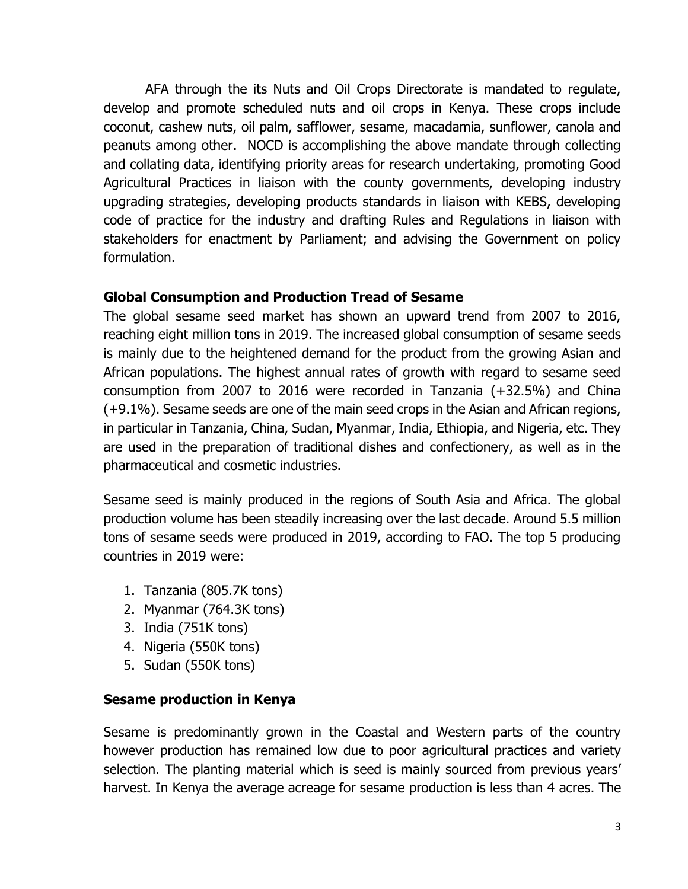AFA through the its Nuts and Oil Crops Directorate is mandated to regulate, develop and promote scheduled nuts and oil crops in Kenya. These crops include coconut, cashew nuts, oil palm, safflower, sesame, macadamia, sunflower, canola and peanuts among other. NOCD is accomplishing the above mandate through collecting and collating data, identifying priority areas for research undertaking, promoting Good Agricultural Practices in liaison with the county governments, developing industry upgrading strategies, developing products standards in liaison with KEBS, developing code of practice for the industry and drafting Rules and Regulations in liaison with stakeholders for enactment by Parliament; and advising the Government on policy formulation.

## Global Consumption and Production Tread of Sesame

The global sesame seed market has shown an upward trend from 2007 to 2016, reaching eight million tons in 2019. The increased global consumption of sesame seeds is mainly due to the heightened demand for the product from the growing Asian and African populations. The highest annual rates of growth with regard to sesame seed consumption from 2007 to 2016 were recorded in Tanzania (+32.5%) and China (+9.1%). Sesame seeds are one of the main seed crops in the Asian and African regions, in particular in Tanzania, China, Sudan, Myanmar, India, Ethiopia, and Nigeria, etc. They are used in the preparation of traditional dishes and confectionery, as well as in the pharmaceutical and cosmetic industries.

Sesame seed is mainly produced in the regions of South Asia and Africa. The global production volume has been steadily increasing over the last decade. Around 5.5 million tons of sesame seeds were produced in 2019, according to FAO. The top 5 producing countries in 2019 were:

1. Tanzania (805.7K tons)
2. Myanmar (764.3K tons)
3. India (751K tons)
4. Nigeria (550K tons)
5. Sudan (550K tons)

## Sesame production in Kenya

Sesame is predominantly grown in the Coastal and Western parts of the country however production has remained low due to poor agricultural practices and variety selection. The planting material which is seed is mainly sourced from previous years' harvest. In Kenya the average acreage for sesame production is less than 4 acres. The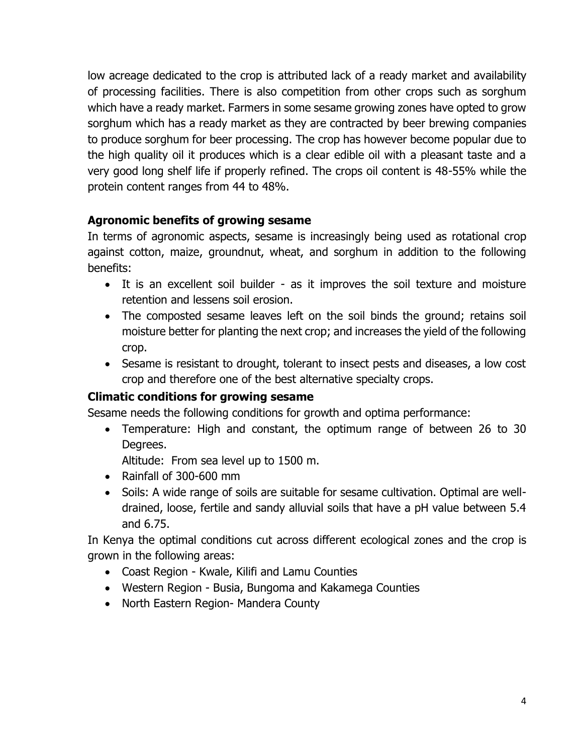low acreage dedicated to the crop is attributed lack of a ready market and availability of processing facilities. There is also competition from other crops such as sorghum which have a ready market. Farmers in some sesame growing zones have opted to grow sorghum which has a ready market as they are contracted by beer brewing companies to produce sorghum for beer processing. The crop has however become popular due to the high quality oil it produces which is a clear edible oil with a pleasant taste and a very good long shelf life if properly refined. The crops oil content is 48-55% while the protein content ranges from 44 to 48%.

### Agronomic benefits of growing sesame

In terms of agronomic aspects, sesame is increasingly being used as rotational crop against cotton, maize, groundnut, wheat, and sorghum in addition to the following benefits:

- It is an excellent soil builder - as it improves the soil texture and moisture retention and lessens soil erosion.
- The composted sesame leaves left on the soil binds the ground; retains soil moisture better for planting the next crop; and increases the yield of the following crop.
- Sesame is resistant to drought, tolerant to insect pests and diseases, a low cost crop and therefore one of the best alternative specialty crops.

### Climatic conditions for growing sesame

Sesame needs the following conditions for growth and optima performance:

- Temperature: High and constant, the optimum range of between 26 to 30 Degrees.
  Altitude: From sea level up to 1500 m.
- Rainfall of 300-600 mm
- Soils: A wide range of soils are suitable for sesame cultivation. Optimal are well-drained, loose, fertile and sandy alluvial soils that have a pH value between 5.4 and 6.75.

In Kenya the optimal conditions cut across different ecological zones and the crop is grown in the following areas:

- Coast Region - Kwale, Kilifi and Lamu Counties
- Western Region - Busia, Bungoma and Kakamega Counties
- North Eastern Region- Mandera County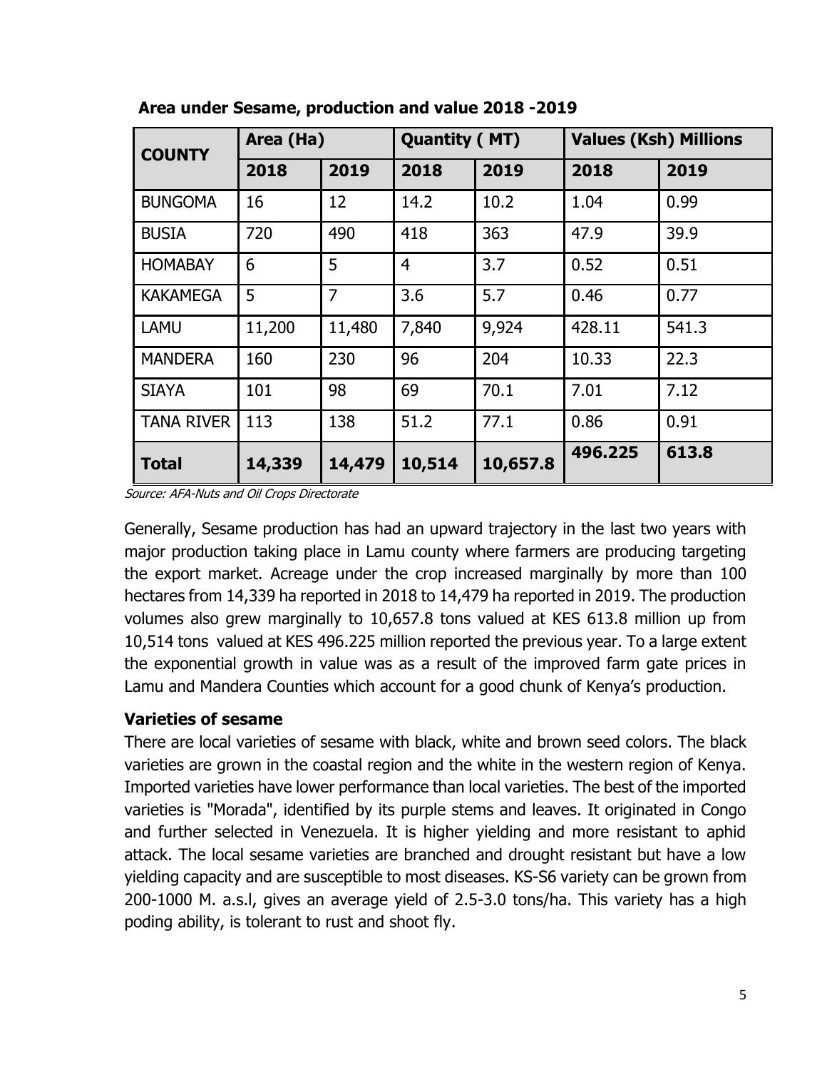**Area under Sesame, production and value 2018 -2019**

| COUNTY | Area (Ha) | | Quantity ( MT) | | Values (Ksh) Millions | |
|---|---|---|---|---|---|---|
| | 2018 | 2019 | 2018 | 2019 | 2018 | 2019 |
| BUNGOMA | 16 | 12 | 14.2 | 10.2 | 1.04 | 0.99 |
| BUSIA | 720 | 490 | 418 | 363 | 47.9 | 39.9 |
| HOMABAY | 6 | 5 | 4 | 3.7 | 0.52 | 0.51 |
| KAKAMEGA | 5 | 7 | 3.6 | 5.7 | 0.46 | 0.77 |
| LAMU | 11,200 | 11,480 | 7,840 | 9,924 | 428.11 | 541.3 |
| MANDERA | 160 | 230 | 96 | 204 | 10.33 | 22.3 |
| SIAYA | 101 | 98 | 69 | 70.1 | 7.01 | 7.12 |
| TANA RIVER | 113 | 138 | 51.2 | 77.1 | 0.86 | 0.91 |
| **Total** | **14,339** | **14,479** | **10,514** | **10,657.8** | **496.225** | **613.8** |

*Source: AFA-Nuts and Oil Crops Directorate*

Generally, Sesame production has had an upward trajectory in the last two years with major production taking place in Lamu county where farmers are producing targeting the export market. Acreage under the crop increased marginally by more than 100 hectares from 14,339 ha reported in 2018 to 14,479 ha reported in 2019. The production volumes also grew marginally to 10,657.8 tons valued at KES 613.8 million up from 10,514 tons valued at KES 496.225 million reported the previous year. To a large extent the exponential growth in value was as a result of the improved farm gate prices in Lamu and Mandera Counties which account for a good chunk of Kenya's production.

### Varieties of sesame

There are local varieties of sesame with black, white and brown seed colors. The black varieties are grown in the coastal region and the white in the western region of Kenya. Imported varieties have lower performance than local varieties. The best of the imported varieties is "Morada", identified by its purple stems and leaves. It originated in Congo and further selected in Venezuela. It is higher yielding and more resistant to aphid attack. The local sesame varieties are branched and drought resistant but have a low yielding capacity and are susceptible to most diseases. KS-S6 variety can be grown from 200-1000 M. a.s.l, gives an average yield of 2.5-3.0 tons/ha. This variety has a high poding ability, is tolerant to rust and shoot fly.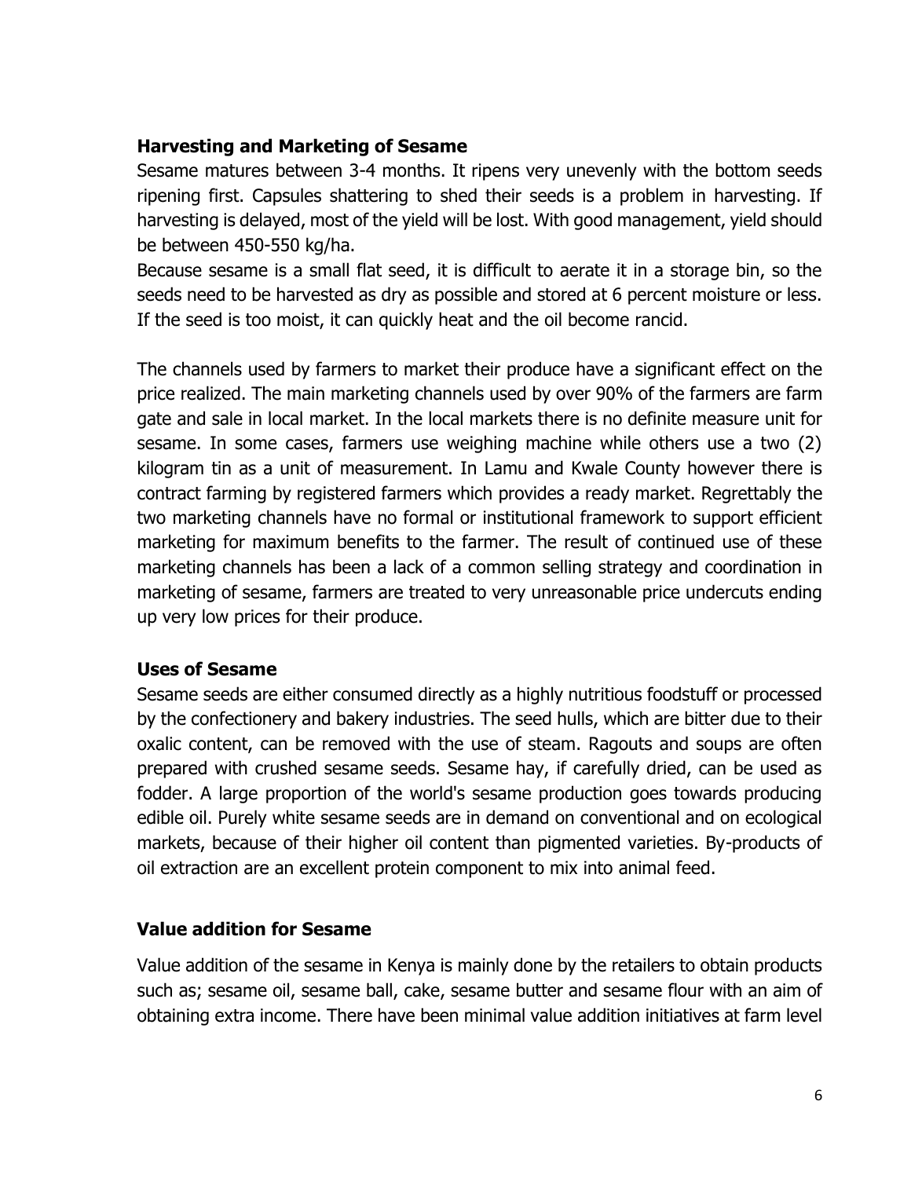### Harvesting and Marketing of Sesame

Sesame matures between 3-4 months. It ripens very unevenly with the bottom seeds ripening first. Capsules shattering to shed their seeds is a problem in harvesting. If harvesting is delayed, most of the yield will be lost. With good management, yield should be between 450-550 kg/ha.

Because sesame is a small flat seed, it is difficult to aerate it in a storage bin, so the seeds need to be harvested as dry as possible and stored at 6 percent moisture or less. If the seed is too moist, it can quickly heat and the oil become rancid.

The channels used by farmers to market their produce have a significant effect on the price realized. The main marketing channels used by over 90% of the farmers are farm gate and sale in local market. In the local markets there is no definite measure unit for sesame. In some cases, farmers use weighing machine while others use a two (2) kilogram tin as a unit of measurement. In Lamu and Kwale County however there is contract farming by registered farmers which provides a ready market. Regrettably the two marketing channels have no formal or institutional framework to support efficient marketing for maximum benefits to the farmer. The result of continued use of these marketing channels has been a lack of a common selling strategy and coordination in marketing of sesame, farmers are treated to very unreasonable price undercuts ending up very low prices for their produce.

### Uses of Sesame

Sesame seeds are either consumed directly as a highly nutritious foodstuff or processed by the confectionery and bakery industries. The seed hulls, which are bitter due to their oxalic content, can be removed with the use of steam. Ragouts and soups are often prepared with crushed sesame seeds. Sesame hay, if carefully dried, can be used as fodder. A large proportion of the world's sesame production goes towards producing edible oil. Purely white sesame seeds are in demand on conventional and on ecological markets, because of their higher oil content than pigmented varieties. By-products of oil extraction are an excellent protein component to mix into animal feed.

### Value addition for Sesame

Value addition of the sesame in Kenya is mainly done by the retailers to obtain products such as; sesame oil, sesame ball, cake, sesame butter and sesame flour with an aim of obtaining extra income. There have been minimal value addition initiatives at farm level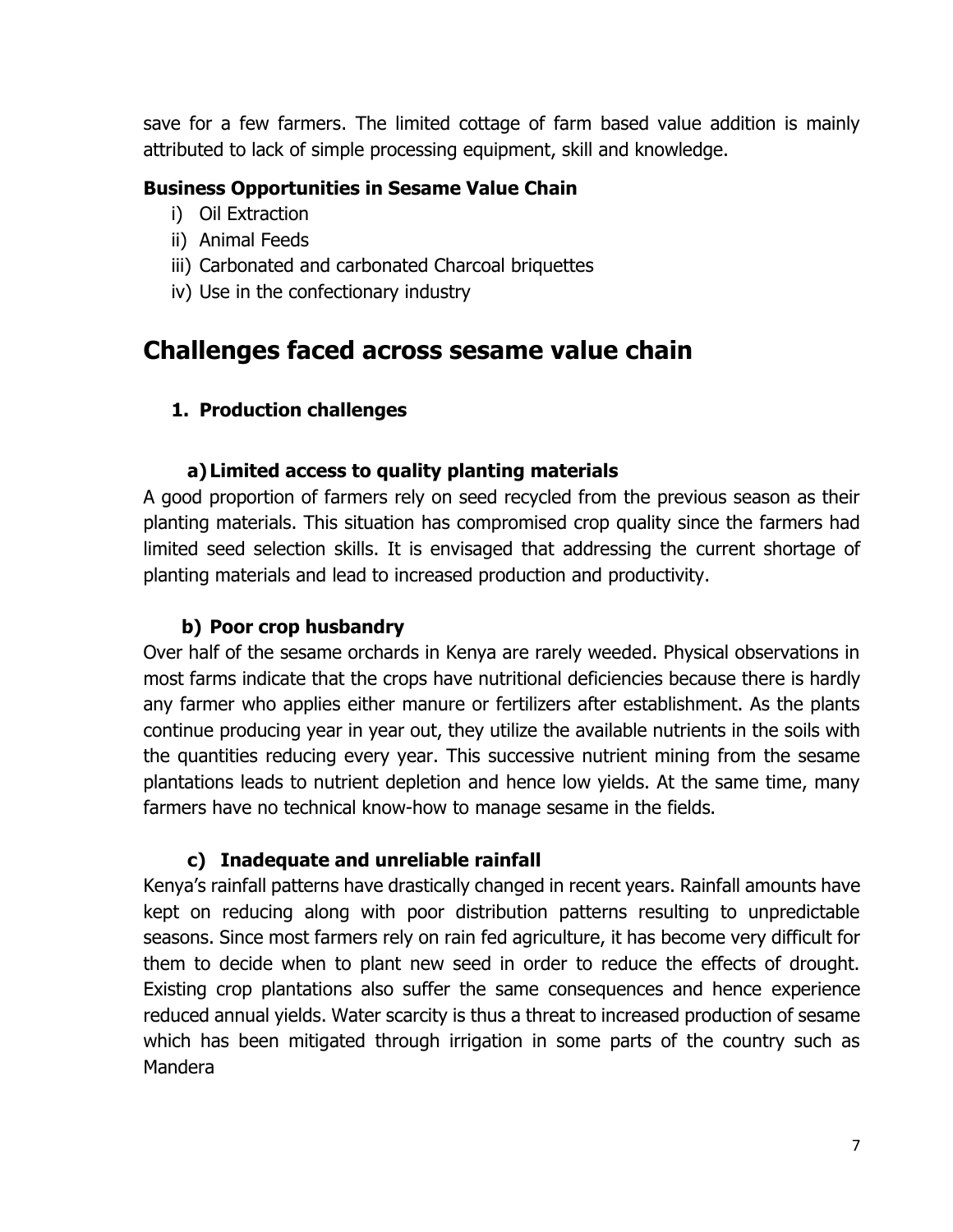save for a few farmers. The limited cottage of farm based value addition is mainly attributed to lack of simple processing equipment, skill and knowledge.

**Business Opportunities in Sesame Value Chain**

i) Oil Extraction
ii) Animal Feeds
iii) Carbonated and carbonated Charcoal briquettes
iv) Use in the confectionary industry

## Challenges faced across sesame value chain

### 1. Production challenges

#### a) Limited access to quality planting materials

A good proportion of farmers rely on seed recycled from the previous season as their planting materials. This situation has compromised crop quality since the farmers had limited seed selection skills. It is envisaged that addressing the current shortage of planting materials and lead to increased production and productivity.

#### b) Poor crop husbandry

Over half of the sesame orchards in Kenya are rarely weeded. Physical observations in most farms indicate that the crops have nutritional deficiencies because there is hardly any farmer who applies either manure or fertilizers after establishment. As the plants continue producing year in year out, they utilize the available nutrients in the soils with the quantities reducing every year. This successive nutrient mining from the sesame plantations leads to nutrient depletion and hence low yields. At the same time, many farmers have no technical know-how to manage sesame in the fields.

#### c) Inadequate and unreliable rainfall

Kenya's rainfall patterns have drastically changed in recent years. Rainfall amounts have kept on reducing along with poor distribution patterns resulting to unpredictable seasons. Since most farmers rely on rain fed agriculture, it has become very difficult for them to decide when to plant new seed in order to reduce the effects of drought. Existing crop plantations also suffer the same consequences and hence experience reduced annual yields. Water scarcity is thus a threat to increased production of sesame which has been mitigated through irrigation in some parts of the country such as Mandera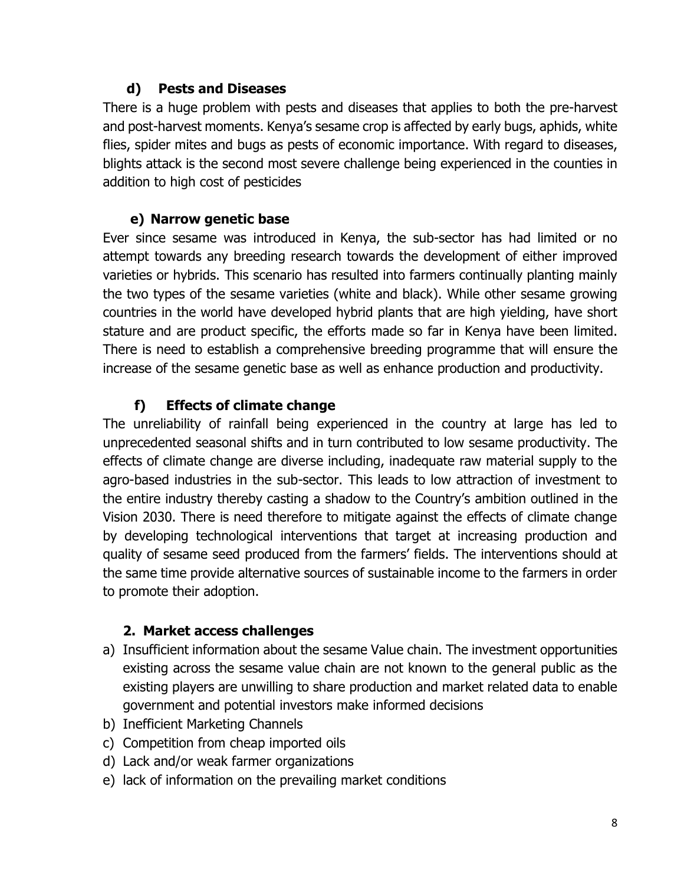### d) Pests and Diseases

There is a huge problem with pests and diseases that applies to both the pre-harvest and post-harvest moments. Kenya's sesame crop is affected by early bugs, aphids, white flies, spider mites and bugs as pests of economic importance. With regard to diseases, blights attack is the second most severe challenge being experienced in the counties in addition to high cost of pesticides

### e) Narrow genetic base

Ever since sesame was introduced in Kenya, the sub-sector has had limited or no attempt towards any breeding research towards the development of either improved varieties or hybrids. This scenario has resulted into farmers continually planting mainly the two types of the sesame varieties (white and black). While other sesame growing countries in the world have developed hybrid plants that are high yielding, have short stature and are product specific, the efforts made so far in Kenya have been limited. There is need to establish a comprehensive breeding programme that will ensure the increase of the sesame genetic base as well as enhance production and productivity.

### f) Effects of climate change

The unreliability of rainfall being experienced in the country at large has led to unprecedented seasonal shifts and in turn contributed to low sesame productivity. The effects of climate change are diverse including, inadequate raw material supply to the agro-based industries in the sub-sector. This leads to low attraction of investment to the entire industry thereby casting a shadow to the Country's ambition outlined in the Vision 2030. There is need therefore to mitigate against the effects of climate change by developing technological interventions that target at increasing production and quality of sesame seed produced from the farmers' fields. The interventions should at the same time provide alternative sources of sustainable income to the farmers in order to promote their adoption.

### 2. Market access challenges

a) Insufficient information about the sesame Value chain. The investment opportunities existing across the sesame value chain are not known to the general public as the existing players are unwilling to share production and market related data to enable government and potential investors make informed decisions
b) Inefficient Marketing Channels
c) Competition from cheap imported oils
d) Lack and/or weak farmer organizations
e) lack of information on the prevailing market conditions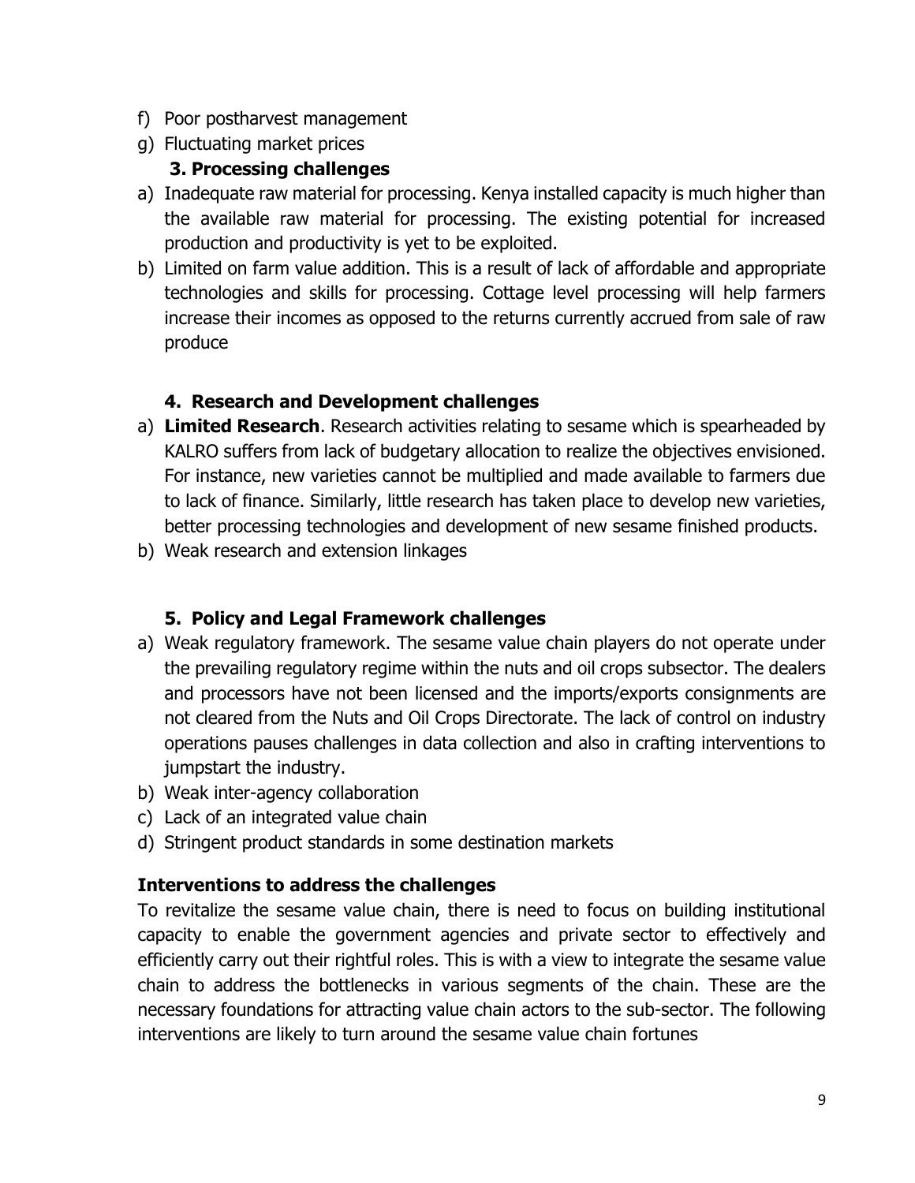f) Poor postharvest management
g) Fluctuating market prices

### 3. Processing challenges

a) Inadequate raw material for processing. Kenya installed capacity is much higher than the available raw material for processing. The existing potential for increased production and productivity is yet to be exploited.
b) Limited on farm value addition. This is a result of lack of affordable and appropriate technologies and skills for processing. Cottage level processing will help farmers increase their incomes as opposed to the returns currently accrued from sale of raw produce

### 4. Research and Development challenges

a) **Limited Research**. Research activities relating to sesame which is spearheaded by KALRO suffers from lack of budgetary allocation to realize the objectives envisioned. For instance, new varieties cannot be multiplied and made available to farmers due to lack of finance. Similarly, little research has taken place to develop new varieties, better processing technologies and development of new sesame finished products.
b) Weak research and extension linkages

### 5. Policy and Legal Framework challenges

a) Weak regulatory framework. The sesame value chain players do not operate under the prevailing regulatory regime within the nuts and oil crops subsector. The dealers and processors have not been licensed and the imports/exports consignments are not cleared from the Nuts and Oil Crops Directorate. The lack of control on industry operations pauses challenges in data collection and also in crafting interventions to jumpstart the industry.
b) Weak inter-agency collaboration
c) Lack of an integrated value chain
d) Stringent product standards in some destination markets

### Interventions to address the challenges

To revitalize the sesame value chain, there is need to focus on building institutional capacity to enable the government agencies and private sector to effectively and efficiently carry out their rightful roles. This is with a view to integrate the sesame value chain to address the bottlenecks in various segments of the chain. These are the necessary foundations for attracting value chain actors to the sub-sector. The following interventions are likely to turn around the sesame value chain fortunes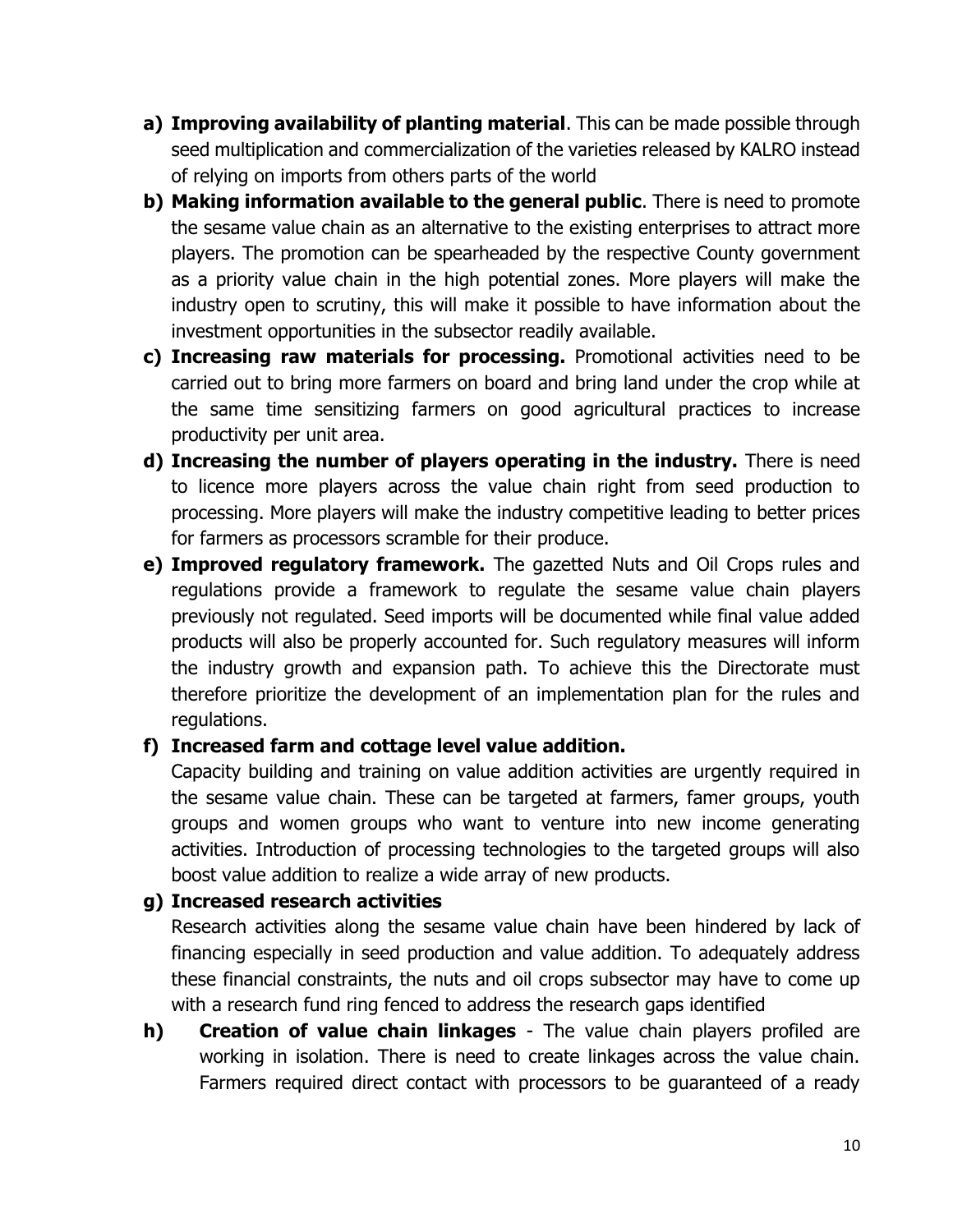a) **Improving availability of planting material**. This can be made possible through seed multiplication and commercialization of the varieties released by KALRO instead of relying on imports from others parts of the world

b) **Making information available to the general public**. There is need to promote the sesame value chain as an alternative to the existing enterprises to attract more players. The promotion can be spearheaded by the respective County government as a priority value chain in the high potential zones. More players will make the industry open to scrutiny, this will make it possible to have information about the investment opportunities in the subsector readily available.

c) **Increasing raw materials for processing.** Promotional activities need to be carried out to bring more farmers on board and bring land under the crop while at the same time sensitizing farmers on good agricultural practices to increase productivity per unit area.

d) **Increasing the number of players operating in the industry.** There is need to licence more players across the value chain right from seed production to processing. More players will make the industry competitive leading to better prices for farmers as processors scramble for their produce.

e) **Improved regulatory framework.** The gazetted Nuts and Oil Crops rules and regulations provide a framework to regulate the sesame value chain players previously not regulated. Seed imports will be documented while final value added products will also be properly accounted for. Such regulatory measures will inform the industry growth and expansion path. To achieve this the Directorate must therefore prioritize the development of an implementation plan for the rules and regulations.

f) **Increased farm and cottage level value addition.**
Capacity building and training on value addition activities are urgently required in the sesame value chain. These can be targeted at farmers, famer groups, youth groups and women groups who want to venture into new income generating activities. Introduction of processing technologies to the targeted groups will also boost value addition to realize a wide array of new products.

g) **Increased research activities**
Research activities along the sesame value chain have been hindered by lack of financing especially in seed production and value addition. To adequately address these financial constraints, the nuts and oil crops subsector may have to come up with a research fund ring fenced to address the research gaps identified

h) **Creation of value chain linkages** - The value chain players profiled are working in isolation. There is need to create linkages across the value chain. Farmers required direct contact with processors to be guaranteed of a ready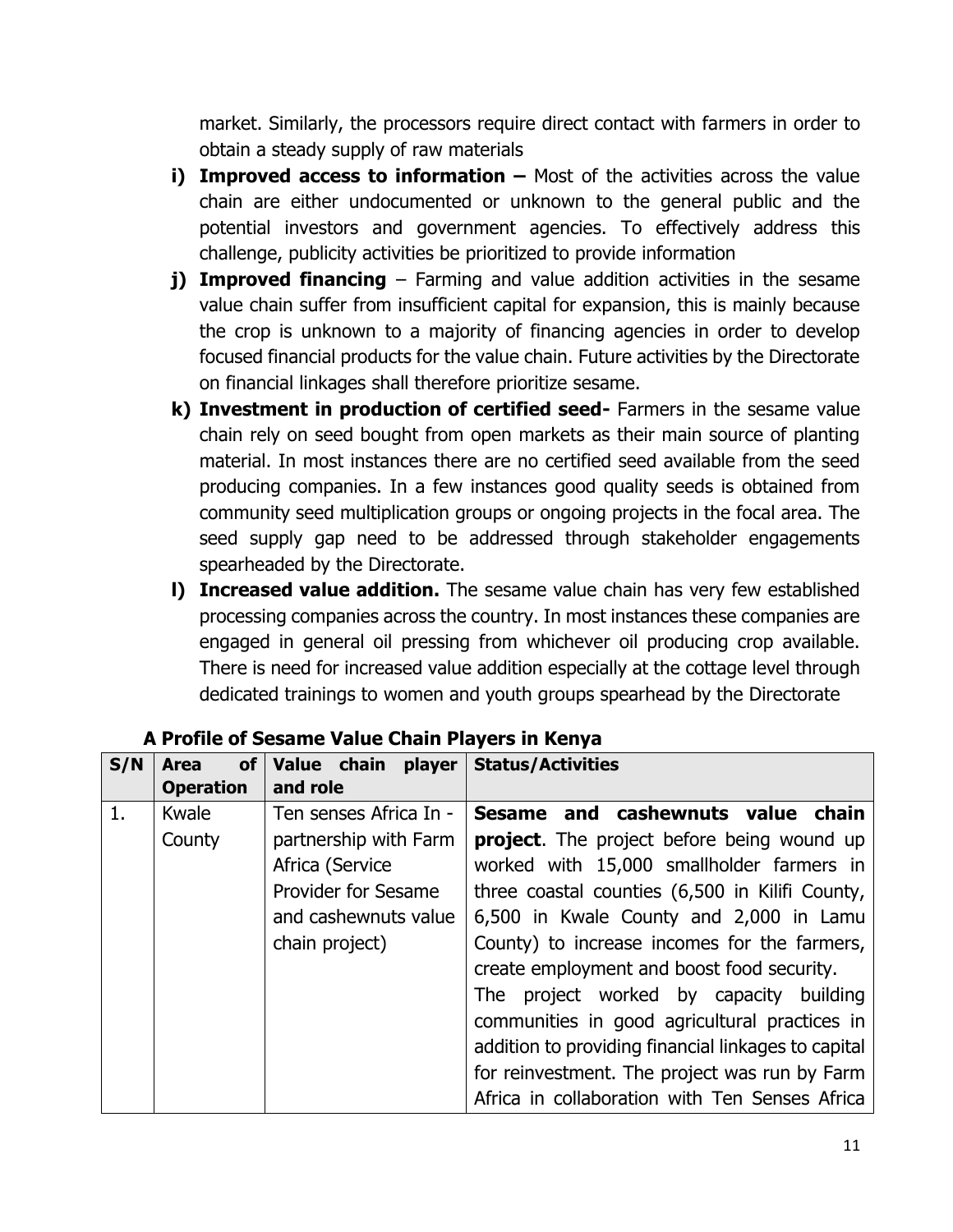market. Similarly, the processors require direct contact with farmers in order to obtain a steady supply of raw materials

i) **Improved access to information –** Most of the activities across the value chain are either undocumented or unknown to the general public and the potential investors and government agencies. To effectively address this challenge, publicity activities be prioritized to provide information

j) **Improved financing** – Farming and value addition activities in the sesame value chain suffer from insufficient capital for expansion, this is mainly because the crop is unknown to a majority of financing agencies in order to develop focused financial products for the value chain. Future activities by the Directorate on financial linkages shall therefore prioritize sesame.

k) **Investment in production of certified seed-** Farmers in the sesame value chain rely on seed bought from open markets as their main source of planting material. In most instances there are no certified seed available from the seed producing companies. In a few instances good quality seeds is obtained from community seed multiplication groups or ongoing projects in the focal area. The seed supply gap need to be addressed through stakeholder engagements spearheaded by the Directorate.

l) **Increased value addition.** The sesame value chain has very few established processing companies across the country. In most instances these companies are engaged in general oil pressing from whichever oil producing crop available. There is need for increased value addition especially at the cottage level through dedicated trainings to women and youth groups spearhead by the Directorate

**A Profile of Sesame Value Chain Players in Kenya**

| S/N | Area of Operation | Value chain player and role | Status/Activities |
|---|---|---|---|
| 1. | Kwale County | Ten senses Africa In - partnership with Farm Africa (Service Provider for Sesame and cashewnuts value chain project) | **Sesame and cashewnuts value chain project**. The project before being wound up worked with 15,000 smallholder farmers in three coastal counties (6,500 in Kilifi County, 6,500 in Kwale County and 2,000 in Lamu County) to increase incomes for the farmers, create employment and boost food security. The project worked by capacity building communities in good agricultural practices in addition to providing financial linkages to capital for reinvestment. The project was run by Farm Africa in collaboration with Ten Senses Africa |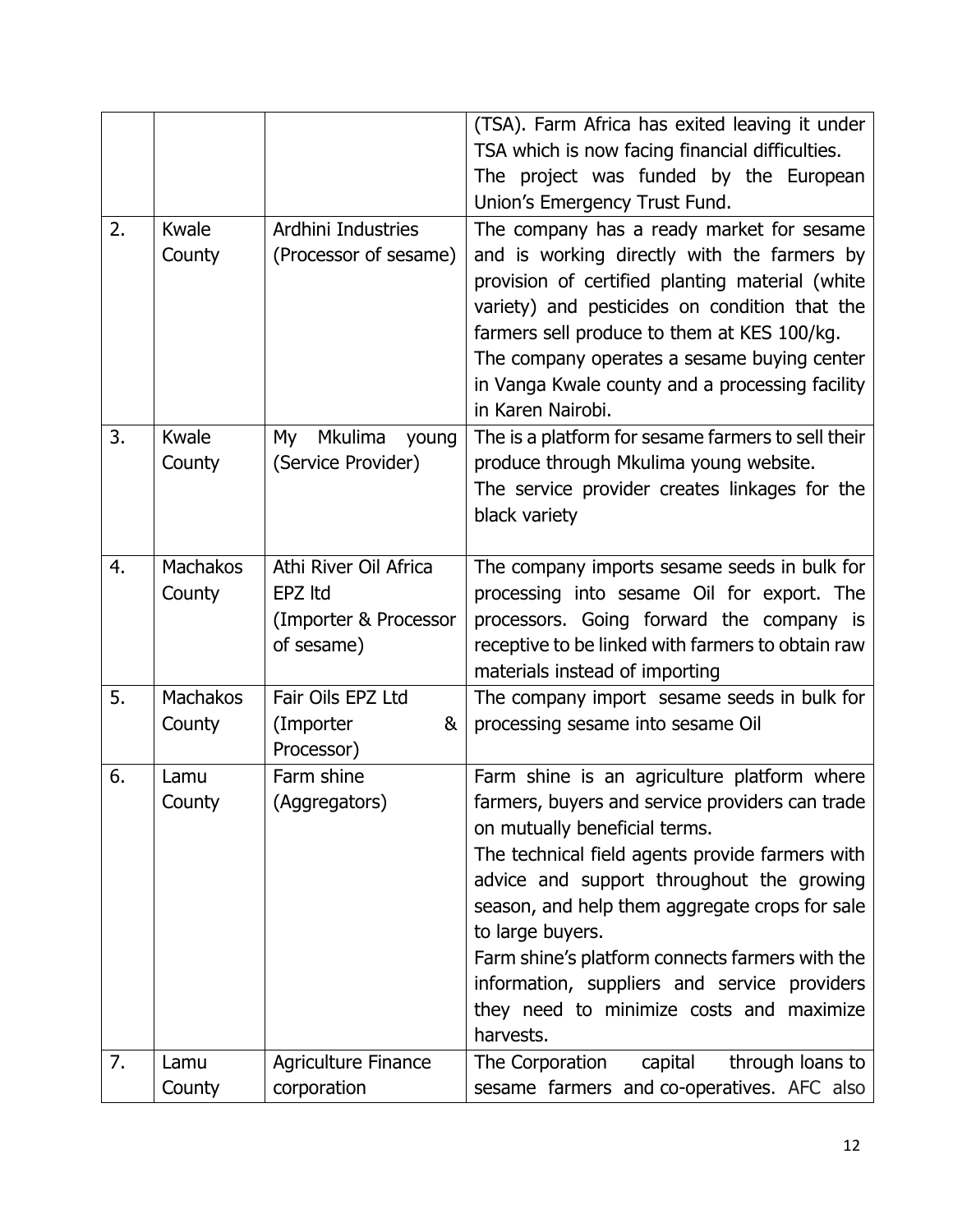| | | | |
|---|---|---|---|
| | | | (TSA). Farm Africa has exited leaving it under TSA which is now facing financial difficulties. The project was funded by the European Union's Emergency Trust Fund. |
| 2. | Kwale County | Ardhini Industries (Processor of sesame) | The company has a ready market for sesame and is working directly with the farmers by provision of certified planting material (white variety) and pesticides on condition that the farmers sell produce to them at KES 100/kg. The company operates a sesame buying center in Vanga Kwale county and a processing facility in Karen Nairobi. |
| 3. | Kwale County | My Mkulima young (Service Provider) | The is a platform for sesame farmers to sell their produce through Mkulima young website. The service provider creates linkages for the black variety |
| 4. | Machakos County | Athi River Oil Africa EPZ ltd (Importer & Processor of sesame) | The company imports sesame seeds in bulk for processing into sesame Oil for export. The processors. Going forward the company is receptive to be linked with farmers to obtain raw materials instead of importing |
| 5. | Machakos County | Fair Oils EPZ Ltd (Importer & Processor) | The company import sesame seeds in bulk for processing sesame into sesame Oil |
| 6. | Lamu County | Farm shine (Aggregators) | Farm shine is an agriculture platform where farmers, buyers and service providers can trade on mutually beneficial terms. The technical field agents provide farmers with advice and support throughout the growing season, and help them aggregate crops for sale to large buyers. Farm shine's platform connects farmers with the information, suppliers and service providers they need to minimize costs and maximize harvests. |
| 7. | Lamu County | Agriculture Finance corporation | The Corporation capital through loans to sesame farmers and co-operatives. AFC also |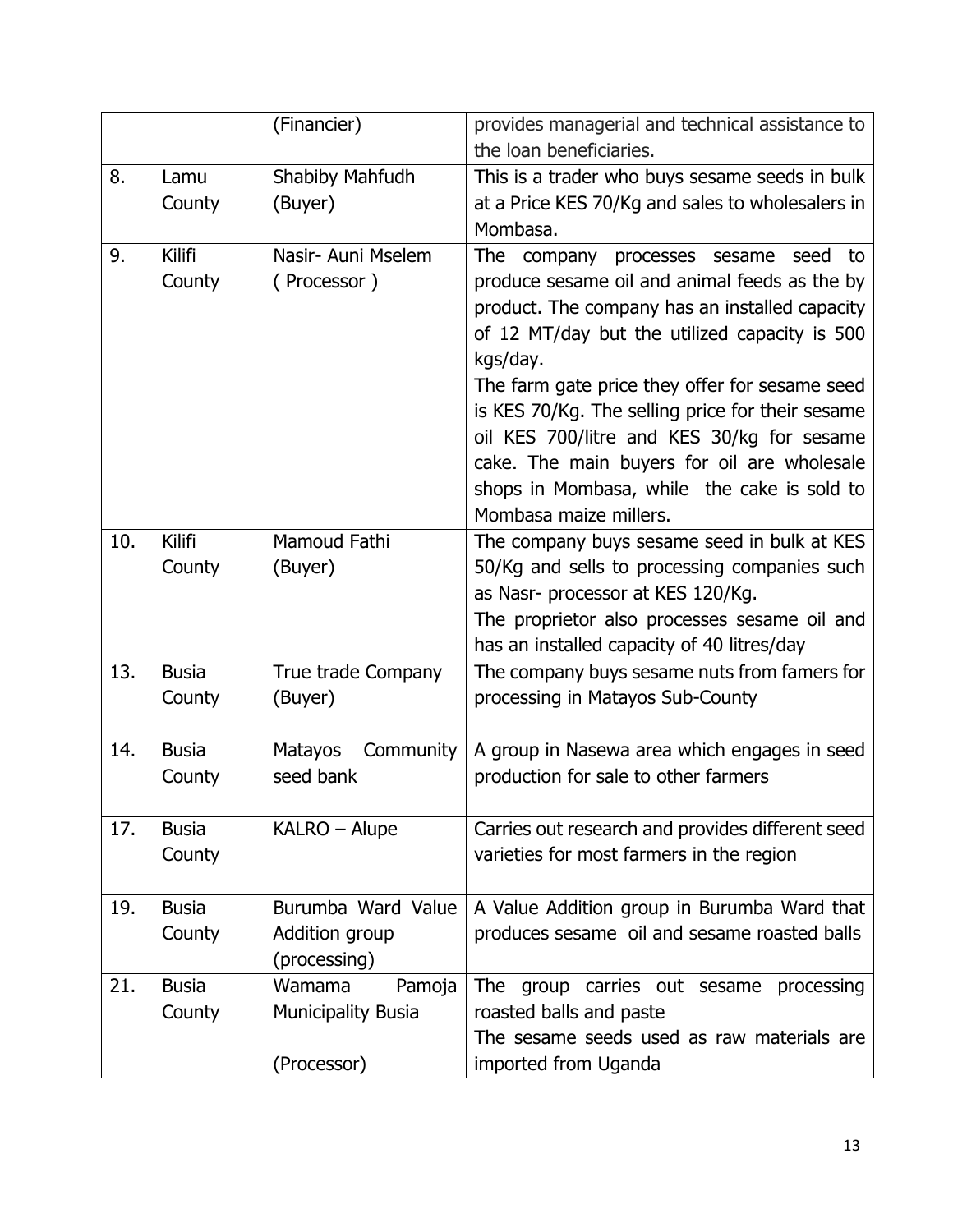| | | | |
|---|---|---|---|
| | | (Financier) | provides managerial and technical assistance to the loan beneficiaries. |
| 8. | Lamu County | Shabiby Mahfudh (Buyer) | This is a trader who buys sesame seeds in bulk at a Price KES 70/Kg and sales to wholesalers in Mombasa. |
| 9. | Kilifi County | Nasir- Auni Mselem ( Processor ) | The company processes sesame seed to produce sesame oil and animal feeds as the by product. The company has an installed capacity of 12 MT/day but the utilized capacity is 500 kgs/day.<br>The farm gate price they offer for sesame seed is KES 70/Kg. The selling price for their sesame oil KES 700/litre and KES 30/kg for sesame cake. The main buyers for oil are wholesale shops in Mombasa, while the cake is sold to Mombasa maize millers. |
| 10. | Kilifi County | Mamoud Fathi (Buyer) | The company buys sesame seed in bulk at KES 50/Kg and sells to processing companies such as Nasr- processor at KES 120/Kg.<br>The proprietor also processes sesame oil and has an installed capacity of 40 litres/day |
| 13. | Busia County | True trade Company (Buyer) | The company buys sesame nuts from famers for processing in Matayos Sub-County |
| 14. | Busia County | Matayos Community seed bank | A group in Nasewa area which engages in seed production for sale to other farmers |
| 17. | Busia County | KALRO – Alupe | Carries out research and provides different seed varieties for most farmers in the region |
| 19. | Busia County | Burumba Ward Value Addition group (processing) | A Value Addition group in Burumba Ward that produces sesame oil and sesame roasted balls |
| 21. | Busia County | Wamama Pamoja Municipality Busia<br><br>(Processor) | The group carries out sesame processing roasted balls and paste<br>The sesame seeds used as raw materials are imported from Uganda |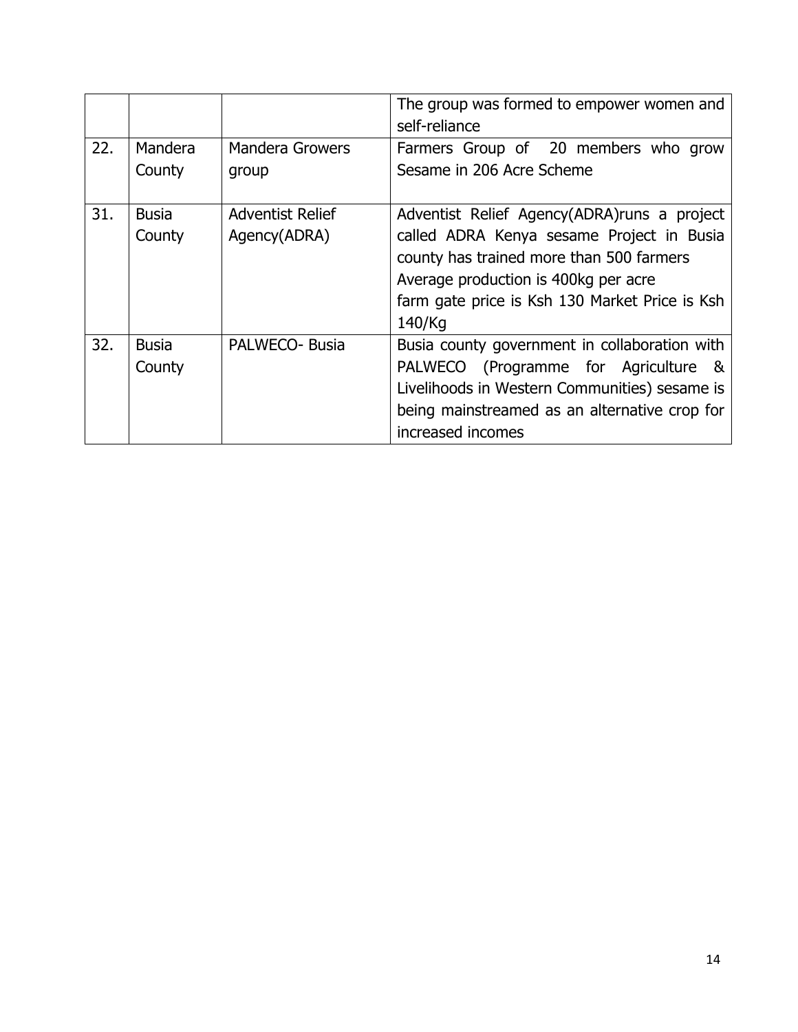| | | | |
|---|---|---|---|
| | | | The group was formed to empower women and self-reliance |
| 22. | Mandera County | Mandera Growers group | Farmers Group of 20 members who grow Sesame in 206 Acre Scheme |
| 31. | Busia County | Adventist Relief Agency(ADRA) | Adventist Relief Agency(ADRA)runs a project called ADRA Kenya sesame Project in Busia county has trained more than 500 farmers<br>Average production is 400kg per acre<br>farm gate price is Ksh 130 Market Price is Ksh 140/Kg |
| 32. | Busia County | PALWECO- Busia | Busia county government in collaboration with PALWECO (Programme for Agriculture & Livelihoods in Western Communities) sesame is being mainstreamed as an alternative crop for increased incomes |